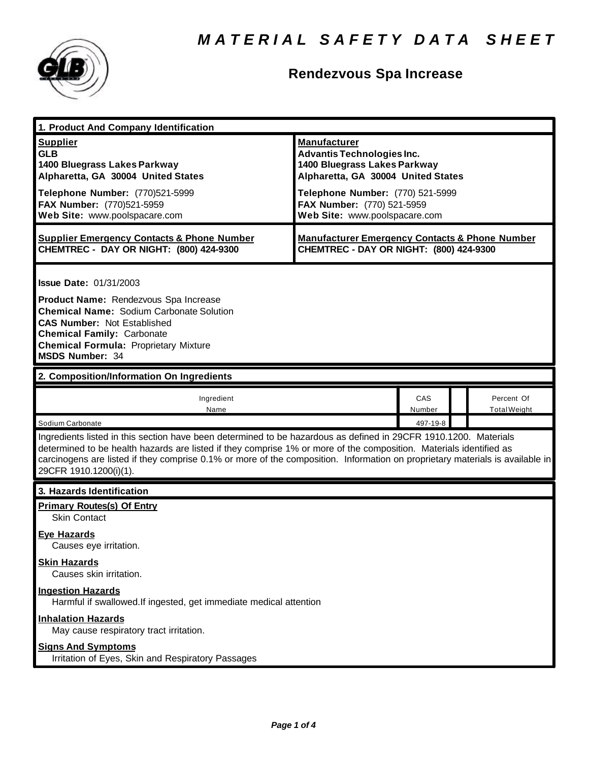# MATERIAL SAFETY DATA SHEET

## Rendezvous Spa Increase

### 1. Product And Company Identification

| Supplier | Manufacturer |
|---|---|
| **GLB** | **Advantis Technologies Inc.** |
| **1400 Bluegrass Lakes Parkway** | **1400 Bluegrass Lakes Parkway** |
| **Alpharetta, GA 30004 United States** | **Alpharetta, GA 30004 United States** |
| **Telephone Number:** (770)521-5999 | **Telephone Number:** (770) 521-5999 |
| **FAX Number:** (770)521-5959 | **FAX Number:** (770) 521-5959 |
| **Web Site:** www.poolspacare.com | **Web Site:** www.poolspacare.com |
| **Supplier Emergency Contacts & Phone Number** | **Manufacturer Emergency Contacts & Phone Number** |
| **CHEMTREC - DAY OR NIGHT: (800) 424-9300** | **CHEMTREC - DAY OR NIGHT: (800) 424-9300** |

**Issue Date:** 01/31/2003

**Product Name:** Rendezvous Spa Increase
**Chemical Name:** Sodium Carbonate Solution
**CAS Number:** Not Established
**Chemical Family:** Carbonate
**Chemical Formula:** Proprietary Mixture
**MSDS Number:** 34

### 2. Composition/Information On Ingredients

| Ingredient Name | CAS Number | | Percent Of Total Weight |
|---|---|---|---|
| Sodium Carbonate | 497-19-8 | | |

Ingredients listed in this section have been determined to be hazardous as defined in 29CFR 1910.1200. Materials determined to be health hazards are listed if they comprise 1% or more of the composition. Materials identified as carcinogens are listed if they comprise 0.1% or more of the composition. Information on proprietary materials is available in 29CFR 1910.1200(i)(1).

### 3. Hazards Identification

**Primary Routes(s) Of Entry**
Skin Contact

**Eye Hazards**
Causes eye irritation.

**Skin Hazards**
Causes skin irritation.

**Ingestion Hazards**
Harmful if swallowed.If ingested, get immediate medical attention

**Inhalation Hazards**
May cause respiratory tract irritation.

**Signs And Symptoms**
Irritation of Eyes, Skin and Respiratory Passages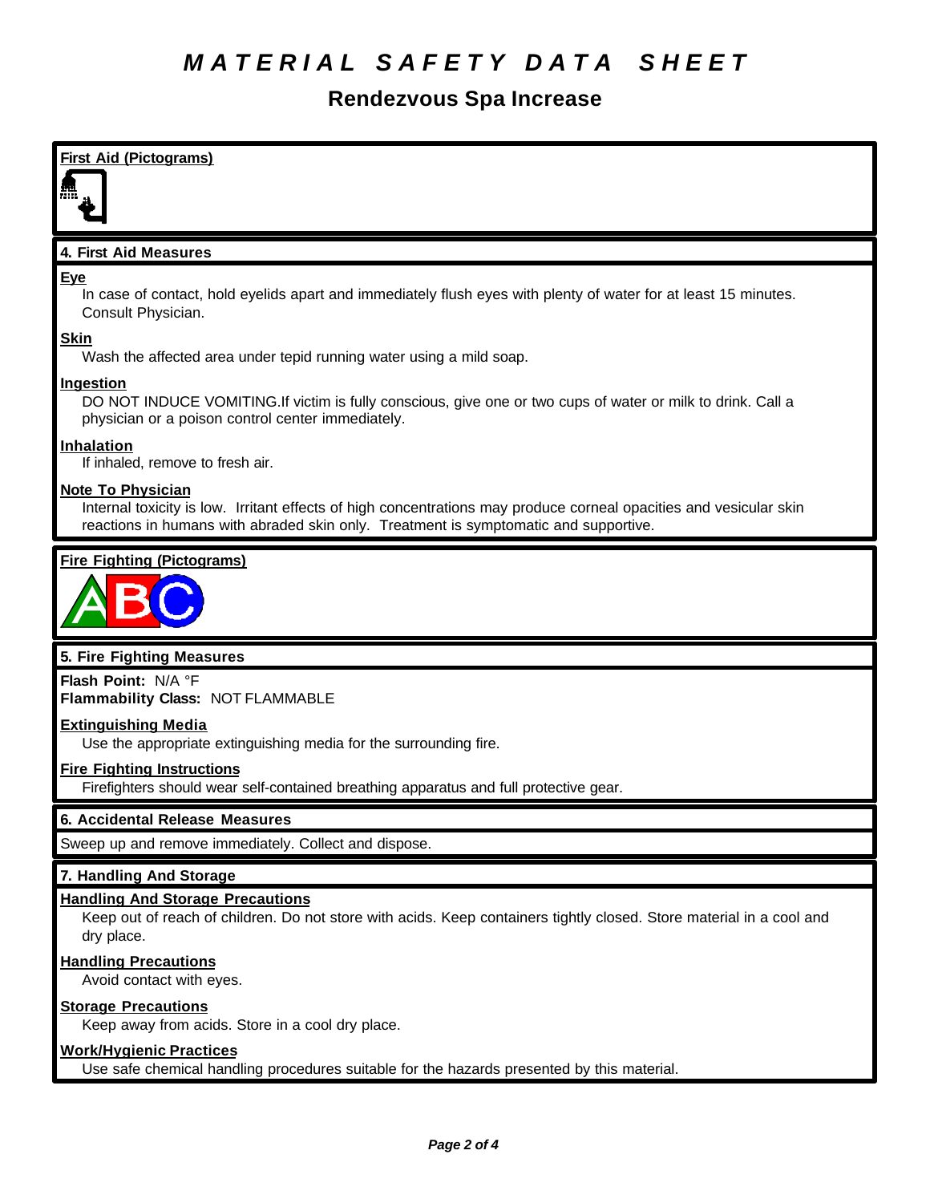# MATERIAL SAFETY DATA SHEET

## Rendezvous Spa Increase

### First Aid (Pictograms)

### 4. First Aid Measures

**Eye**

In case of contact, hold eyelids apart and immediately flush eyes with plenty of water for at least 15 minutes. Consult Physician.

**Skin**

Wash the affected area under tepid running water using a mild soap.

**Ingestion**

DO NOT INDUCE VOMITING.If victim is fully conscious, give one or two cups of water or milk to drink. Call a physician or a poison control center immediately.

**Inhalation**

If inhaled, remove to fresh air.

**Note To Physician**

Internal toxicity is low. Irritant effects of high concentrations may produce corneal opacities and vesicular skin reactions in humans with abraded skin only. Treatment is symptomatic and supportive.

### Fire Fighting (Pictograms)

### 5. Fire Fighting Measures

**Flash Point:** N/A °F
**Flammability Class:** NOT FLAMMABLE

**Extinguishing Media**

Use the appropriate extinguishing media for the surrounding fire.

**Fire Fighting Instructions**

Firefighters should wear self-contained breathing apparatus and full protective gear.

### 6. Accidental Release Measures

Sweep up and remove immediately. Collect and dispose.

### 7. Handling And Storage

**Handling And Storage Precautions**

Keep out of reach of children. Do not store with acids. Keep containers tightly closed. Store material in a cool and dry place.

**Handling Precautions**

Avoid contact with eyes.

**Storage Precautions**

Keep away from acids. Store in a cool dry place.

**Work/Hygienic Practices**

Use safe chemical handling procedures suitable for the hazards presented by this material.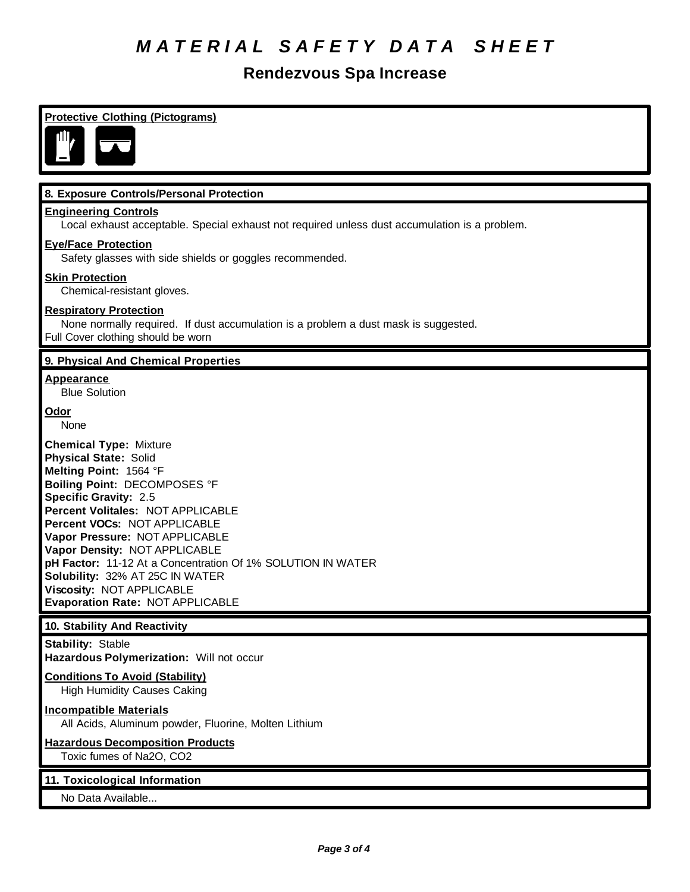# MATERIAL SAFETY DATA SHEET

## Rendezvous Spa Increase

### Protective Clothing (Pictograms)

### 8. Exposure Controls/Personal Protection

**Engineering Controls**

Local exhaust acceptable. Special exhaust not required unless dust accumulation is a problem.

**Eye/Face Protection**

Safety glasses with side shields or goggles recommended.

**Skin Protection**

Chemical-resistant gloves.

**Respiratory Protection**

None normally required. If dust accumulation is a problem a dust mask is suggested.

Full Cover clothing should be worn

### 9. Physical And Chemical Properties

**Appearance**

Blue Solution

**Odor**

None

**Chemical Type:** Mixture
**Physical State:** Solid
**Melting Point:** 1564 °F
**Boiling Point:** DECOMPOSES °F
**Specific Gravity:** 2.5
**Percent Volitales:** NOT APPLICABLE
**Percent VOCs:** NOT APPLICABLE
**Vapor Pressure:** NOT APPLICABLE
**Vapor Density:** NOT APPLICABLE
**pH Factor:** 11-12 At a Concentration Of 1% SOLUTION IN WATER
**Solubility:** 32% AT 25C IN WATER
**Viscosity:** NOT APPLICABLE
**Evaporation Rate:** NOT APPLICABLE

### 10. Stability And Reactivity

**Stability:** Stable
**Hazardous Polymerization:** Will not occur

**Conditions To Avoid (Stability)**

High Humidity Causes Caking

**Incompatible Materials**

All Acids, Aluminum powder, Fluorine, Molten Lithium

**Hazardous Decomposition Products**

Toxic fumes of $Na_2O$, $CO_2$

### 11. Toxicological Information

No Data Available...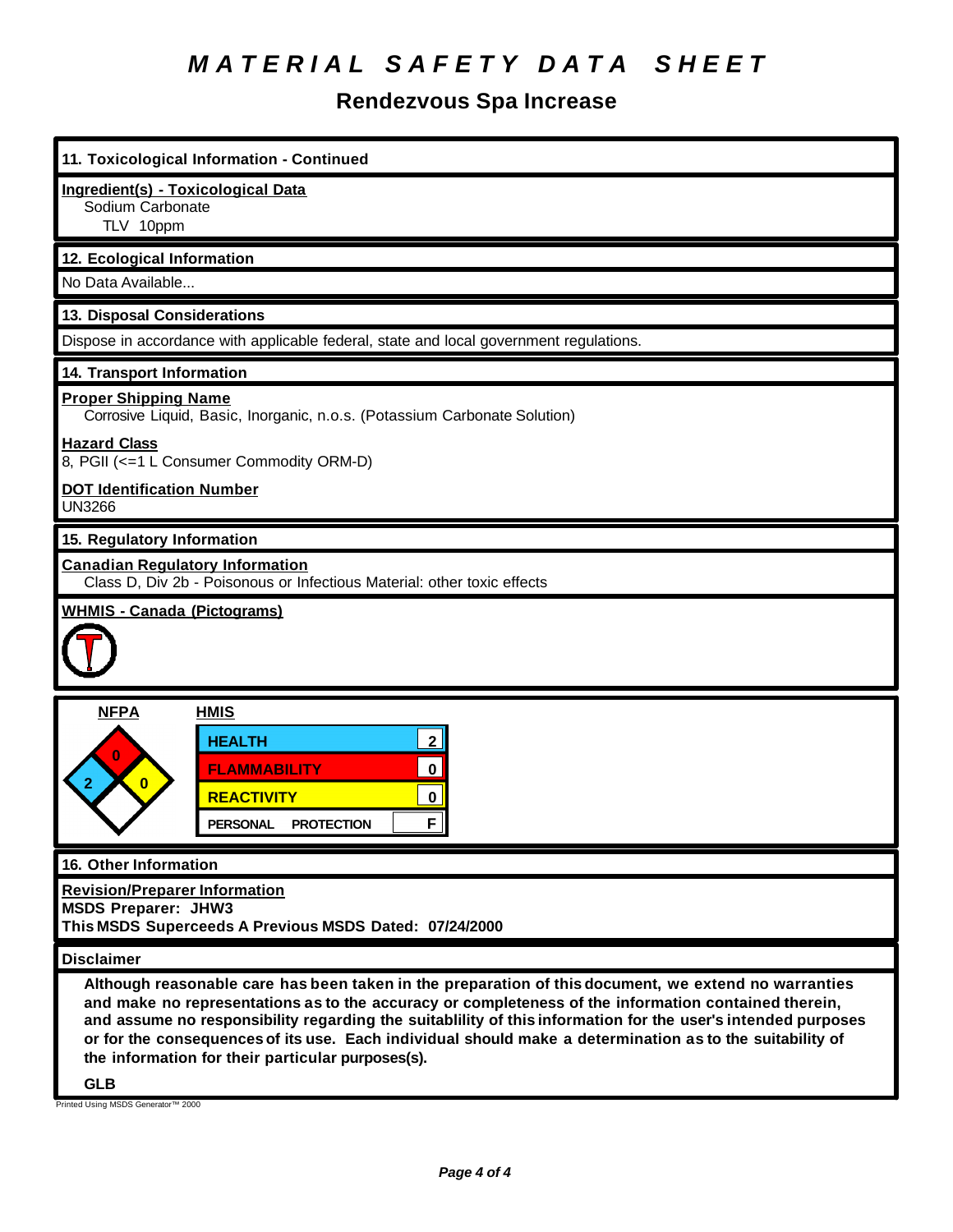# MATERIAL SAFETY DATA SHEET

## Rendezvous Spa Increase

### 11. Toxicological Information - Continued

**Ingredient(s) - Toxicological Data**

Sodium Carbonate
TLV 10ppm

### 12. Ecological Information

No Data Available...

### 13. Disposal Considerations

Dispose in accordance with applicable federal, state and local government regulations.

### 14. Transport Information

**Proper Shipping Name**

Corrosive Liquid, Basic, Inorganic, n.o.s. (Potassium Carbonate Solution)

**Hazard Class**

8, PGII (<=1 L Consumer Commodity ORM-D)

**DOT Identification Number**

UN3266

### 15. Regulatory Information

**Canadian Regulatory Information**

Class D, Div 2b - Poisonous or Infectious Material: other toxic effects

**WHMIS - Canada (Pictograms)**

**NFPA**

Flammability: 0
Health: 2
Reactivity: 0

**HMIS**

| | |
|---|---|
| HEALTH | 2 |
| FLAMMABILITY | 0 |
| REACTIVITY | 0 |
| PERSONAL PROTECTION | F |

### 16. Other Information

**Revision/Preparer Information**

**MSDS Preparer: JHW3**

**This MSDS Superceeds A Previous MSDS Dated: 07/24/2000**

### Disclaimer

**Although reasonable care has been taken in the preparation of this document, we extend no warranties and make no representations as to the accuracy or completeness of the information contained therein, and assume no responsibility regarding the suitablility of this information for the user's intended purposes or for the consequences of its use. Each individual should make a determination as to the suitability of the information for their particular purposes(s).**

**GLB**

Printed Using MSDS Generator™ 2000